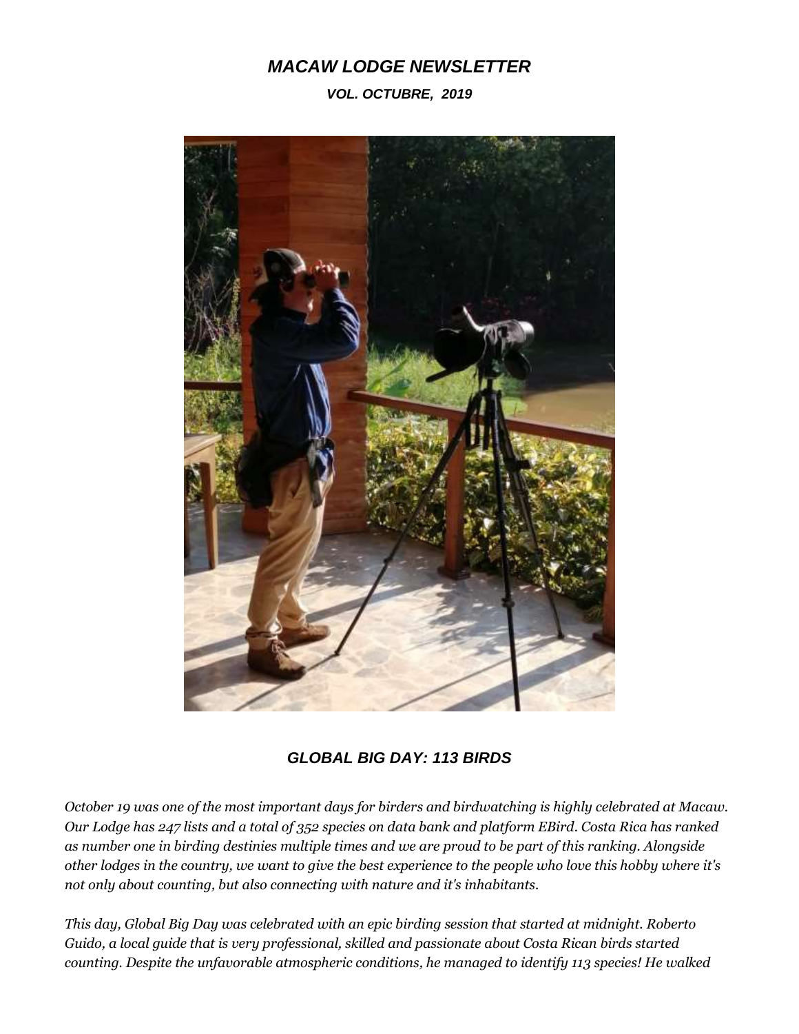# *MACAW LODGE NEWSLETTER*

***VOL. OCTUBRE, 2019***

## *GLOBAL BIG DAY: 113 BIRDS*

*October 19 was one of the most important days for birders and birdwatching is highly celebrated at Macaw. Our Lodge has 247 lists and a total of 352 species on data bank and platform EBird. Costa Rica has ranked as number one in birding destinies multiple times and we are proud to be part of this ranking. Alongside other lodges in the country, we want to give the best experience to the people who love this hobby where it's not only about counting, but also connecting with nature and it's inhabitants.*

*This day, Global Big Day was celebrated with an epic birding session that started at midnight. Roberto Guido, a local guide that is very professional, skilled and passionate about Costa Rican birds started counting. Despite the unfavorable atmospheric conditions, he managed to identify 113 species! He walked*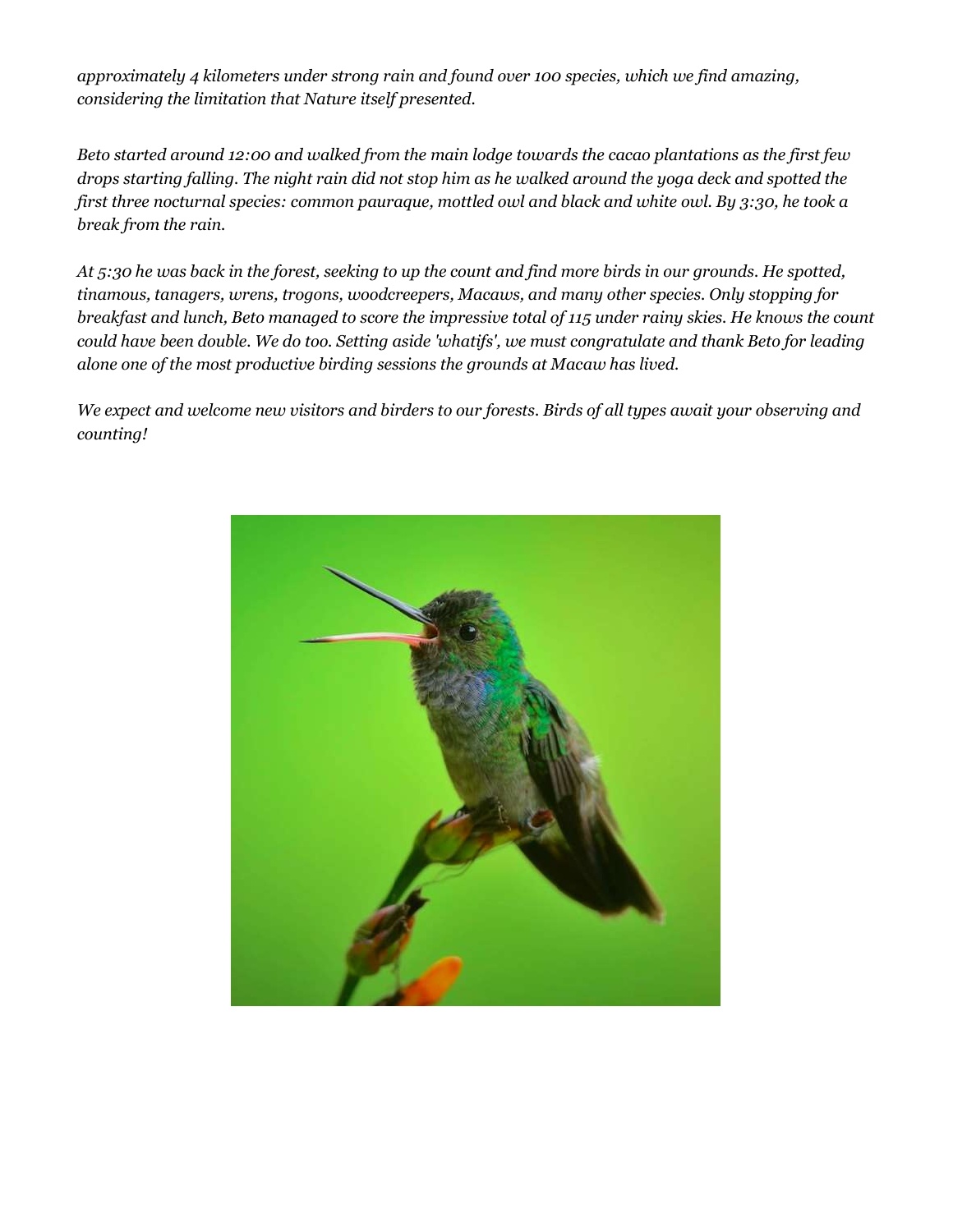*approximately 4 kilometers under strong rain and found over 100 species, which we find amazing, considering the limitation that Nature itself presented.*

*Beto started around 12:00 and walked from the main lodge towards the cacao plantations as the first few drops starting falling. The night rain did not stop him as he walked around the yoga deck and spotted the first three nocturnal species: common pauraque, mottled owl and black and white owl. By 3:30, he took a break from the rain.*

*At 5:30 he was back in the forest, seeking to up the count and find more birds in our grounds. He spotted, tinamous, tanagers, wrens, trogons, woodcreepers, Macaws, and many other species. Only stopping for breakfast and lunch, Beto managed to score the impressive total of 115 under rainy skies. He knows the count could have been double. We do too. Setting aside 'whatifs', we must congratulate and thank Beto for leading alone one of the most productive birding sessions the grounds at Macaw has lived.*

*We expect and welcome new visitors and birders to our forests. Birds of all types await your observing and counting!*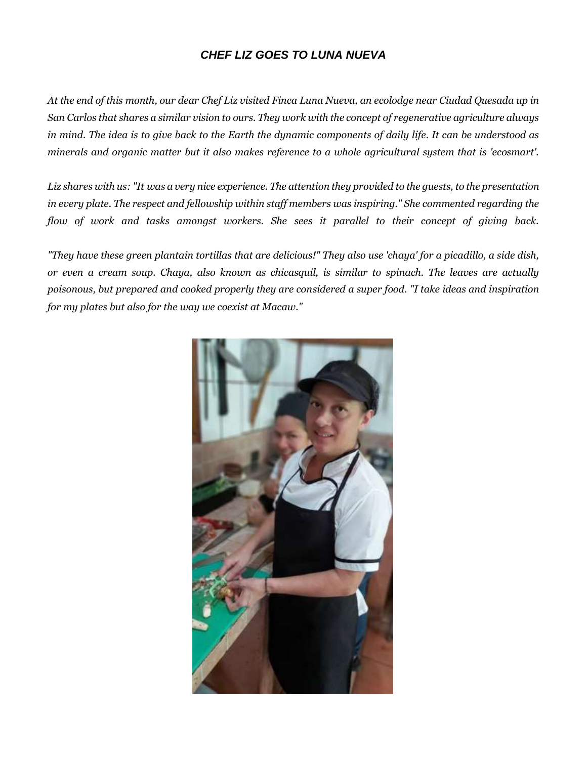# *CHEF LIZ GOES TO LUNA NUEVA*

*At the end of this month, our dear Chef Liz visited Finca Luna Nueva, an ecolodge near Ciudad Quesada up in San Carlos that shares a similar vision to ours. They work with the concept of regenerative agriculture always in mind. The idea is to give back to the Earth the dynamic components of daily life. It can be understood as minerals and organic matter but it also makes reference to a whole agricultural system that is 'ecosmart'.*

*Liz shares with us: "It was a very nice experience. The attention they provided to the guests, to the presentation in every plate. The respect and fellowship within staff members was inspiring." She commented regarding the flow of work and tasks amongst workers. She sees it parallel to their concept of giving back.*

*"They have these green plantain tortillas that are delicious!" They also use 'chaya' for a picadillo, a side dish, or even a cream soup. Chaya, also known as chicasquil, is similar to spinach. The leaves are actually poisonous, but prepared and cooked properly they are considered a super food. "I take ideas and inspiration for my plates but also for the way we coexist at Macaw."*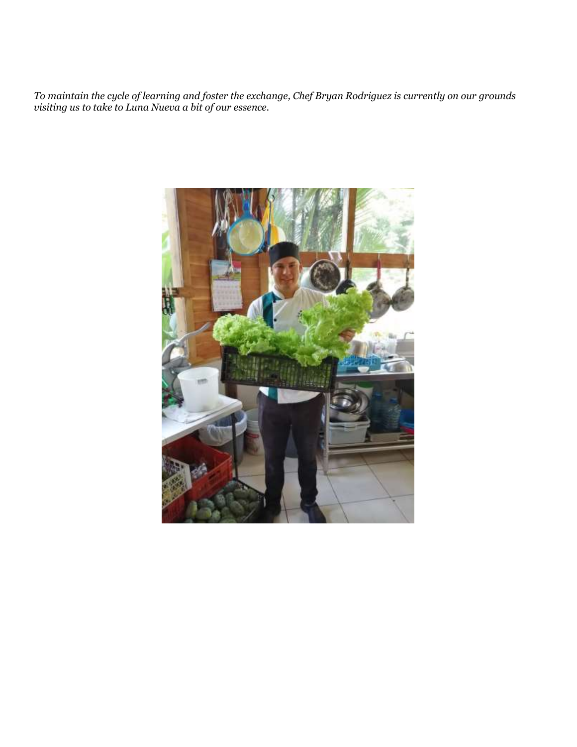*To maintain the cycle of learning and foster the exchange, Chef Bryan Rodriguez is currently on our grounds visiting us to take to Luna Nueva a bit of our essence.*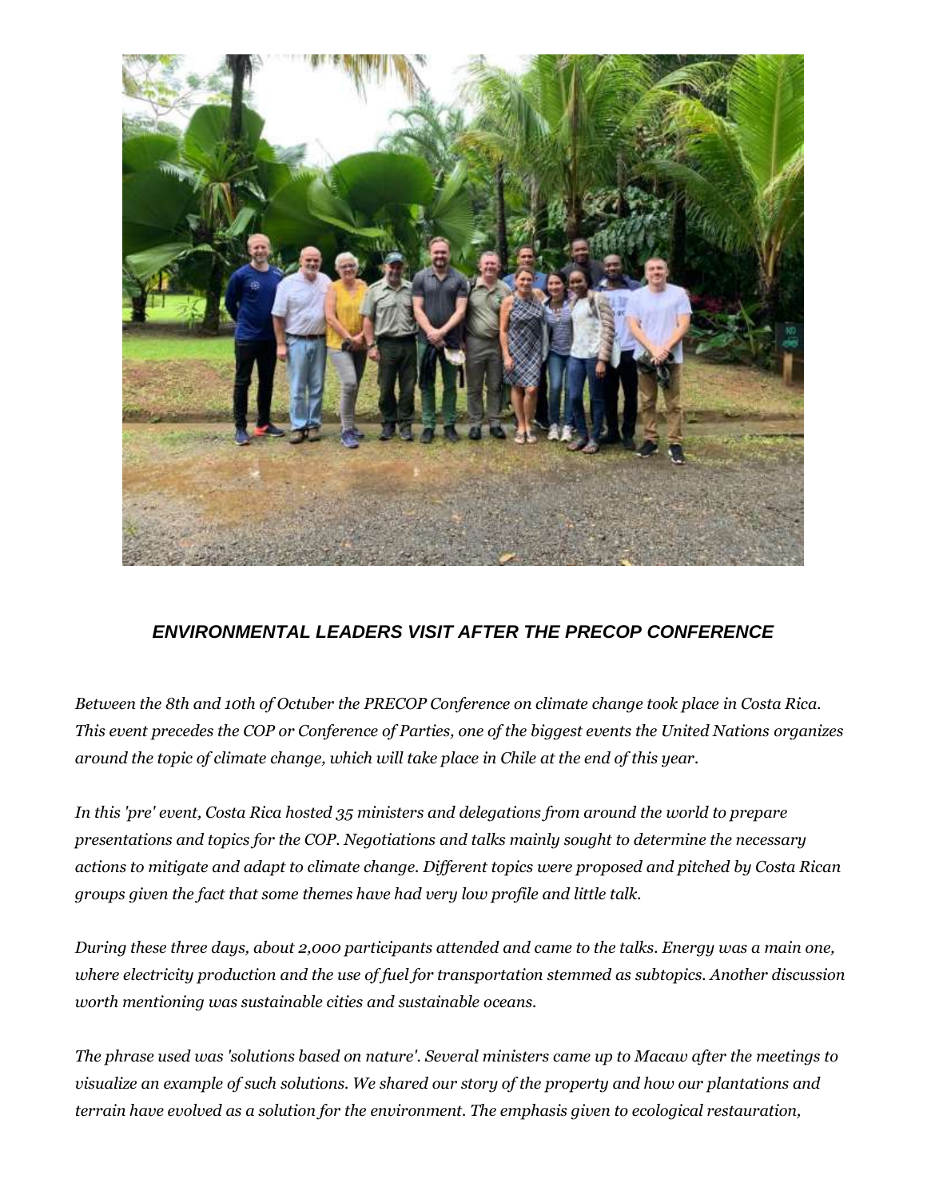### *ENVIRONMENTAL LEADERS VISIT AFTER THE PRECOP CONFERENCE*

*Between the 8th and 10th of Octuber the PRECOP Conference on climate change took place in Costa Rica. This event precedes the COP or Conference of Parties, one of the biggest events the United Nations organizes around the topic of climate change, which will take place in Chile at the end of this year.*

*In this 'pre' event, Costa Rica hosted 35 ministers and delegations from around the world to prepare presentations and topics for the COP. Negotiations and talks mainly sought to determine the necessary actions to mitigate and adapt to climate change. Different topics were proposed and pitched by Costa Rican groups given the fact that some themes have had very low profile and little talk.*

*During these three days, about 2,000 participants attended and came to the talks. Energy was a main one, where electricity production and the use of fuel for transportation stemmed as subtopics. Another discussion worth mentioning was sustainable cities and sustainable oceans.*

*The phrase used was 'solutions based on nature'. Several ministers came up to Macaw after the meetings to visualize an example of such solutions. We shared our story of the property and how our plantations and terrain have evolved as a solution for the environment. The emphasis given to ecological restauration,*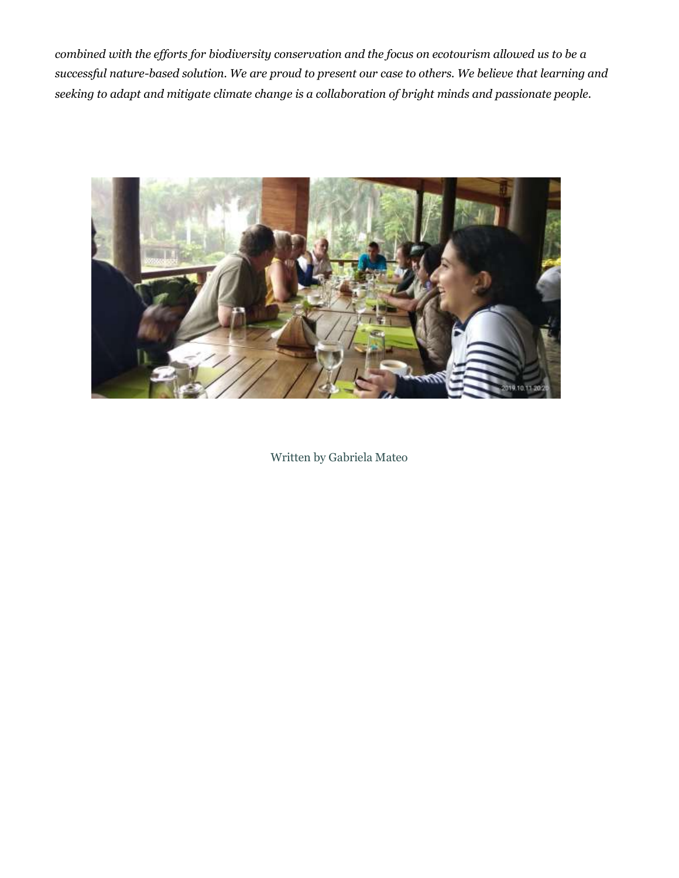*combined with the efforts for biodiversity conservation and the focus on ecotourism allowed us to be a successful nature-based solution. We are proud to present our case to others. We believe that learning and seeking to adapt and mitigate climate change is a collaboration of bright minds and passionate people.*

Written by Gabriela Mateo